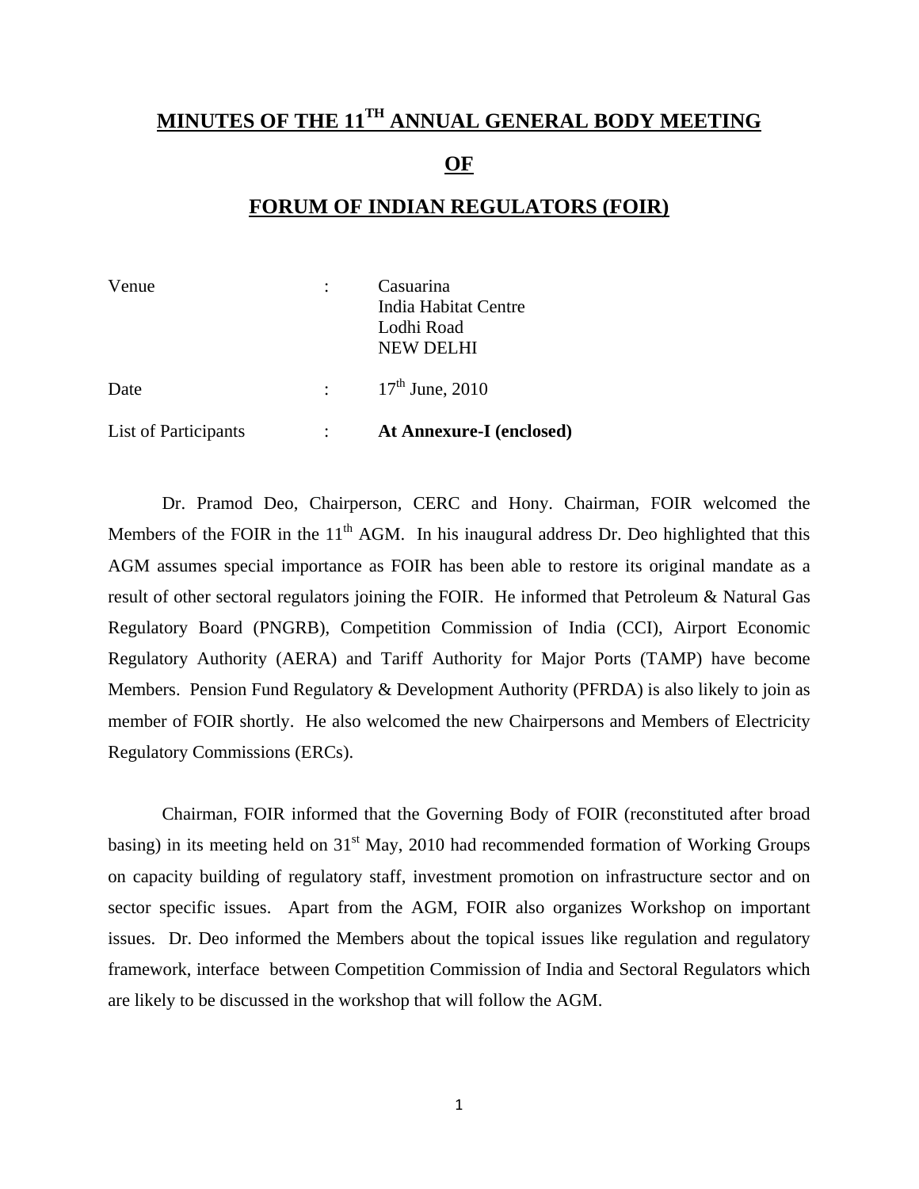# MINUTES OF THE 11TH ANNUAL GENERAL BODY MEETING

# OF

# FORUM OF INDIAN REGULATORS (FOIR)

| | | |
|---|---|---|
| Venue | : | Casuarina<br>India Habitat Centre<br>Lodhi Road<br>NEW DELHI |
| Date | : | 17th June, 2010 |
| List of Participants | : | **At Annexure-I (enclosed)** |

Dr. Pramod Deo, Chairperson, CERC and Hony. Chairman, FOIR welcomed the Members of the FOIR in the 11th AGM. In his inaugural address Dr. Deo highlighted that this AGM assumes special importance as FOIR has been able to restore its original mandate as a result of other sectoral regulators joining the FOIR. He informed that Petroleum & Natural Gas Regulatory Board (PNGRB), Competition Commission of India (CCI), Airport Economic Regulatory Authority (AERA) and Tariff Authority for Major Ports (TAMP) have become Members. Pension Fund Regulatory & Development Authority (PFRDA) is also likely to join as member of FOIR shortly. He also welcomed the new Chairpersons and Members of Electricity Regulatory Commissions (ERCs).

Chairman, FOIR informed that the Governing Body of FOIR (reconstituted after broad basing) in its meeting held on 31st May, 2010 had recommended formation of Working Groups on capacity building of regulatory staff, investment promotion on infrastructure sector and on sector specific issues. Apart from the AGM, FOIR also organizes Workshop on important issues. Dr. Deo informed the Members about the topical issues like regulation and regulatory framework, interface between Competition Commission of India and Sectoral Regulators which are likely to be discussed in the workshop that will follow the AGM.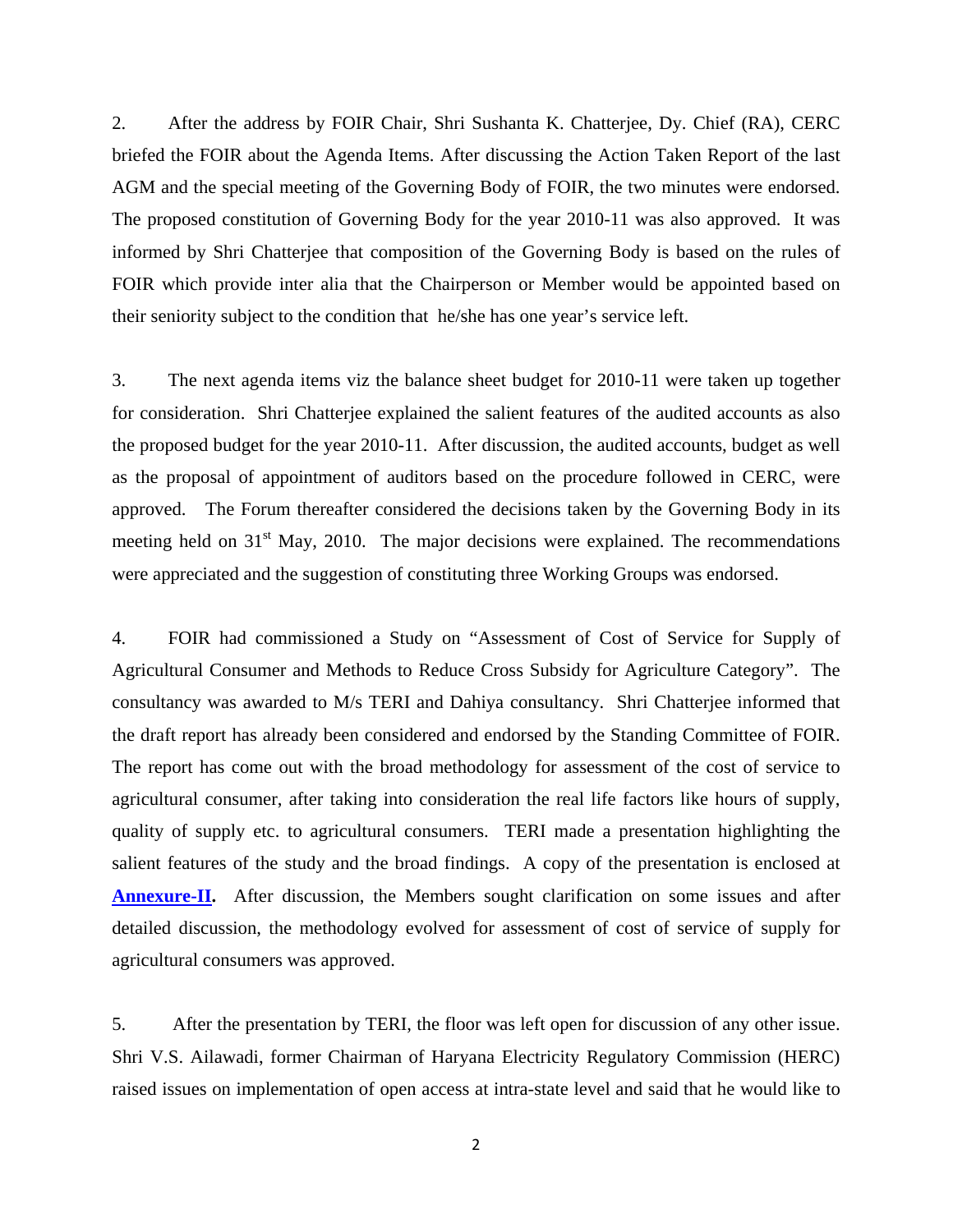2. After the address by FOIR Chair, Shri Sushanta K. Chatterjee, Dy. Chief (RA), CERC briefed the FOIR about the Agenda Items. After discussing the Action Taken Report of the last AGM and the special meeting of the Governing Body of FOIR, the two minutes were endorsed. The proposed constitution of Governing Body for the year 2010-11 was also approved. It was informed by Shri Chatterjee that composition of the Governing Body is based on the rules of FOIR which provide inter alia that the Chairperson or Member would be appointed based on their seniority subject to the condition that he/she has one year's service left.

3. The next agenda items viz the balance sheet budget for 2010-11 were taken up together for consideration. Shri Chatterjee explained the salient features of the audited accounts as also the proposed budget for the year 2010-11. After discussion, the audited accounts, budget as well as the proposal of appointment of auditors based on the procedure followed in CERC, were approved. The Forum thereafter considered the decisions taken by the Governing Body in its meeting held on 31st May, 2010. The major decisions were explained. The recommendations were appreciated and the suggestion of constituting three Working Groups was endorsed.

4. FOIR had commissioned a Study on "Assessment of Cost of Service for Supply of Agricultural Consumer and Methods to Reduce Cross Subsidy for Agriculture Category". The consultancy was awarded to M/s TERI and Dahiya consultancy. Shri Chatterjee informed that the draft report has already been considered and endorsed by the Standing Committee of FOIR. The report has come out with the broad methodology for assessment of the cost of service to agricultural consumer, after taking into consideration the real life factors like hours of supply, quality of supply etc. to agricultural consumers. TERI made a presentation highlighting the salient features of the study and the broad findings. A copy of the presentation is enclosed at **Annexure-II.** After discussion, the Members sought clarification on some issues and after detailed discussion, the methodology evolved for assessment of cost of service of supply for agricultural consumers was approved.

5. After the presentation by TERI, the floor was left open for discussion of any other issue. Shri V.S. Ailawadi, former Chairman of Haryana Electricity Regulatory Commission (HERC) raised issues on implementation of open access at intra-state level and said that he would like to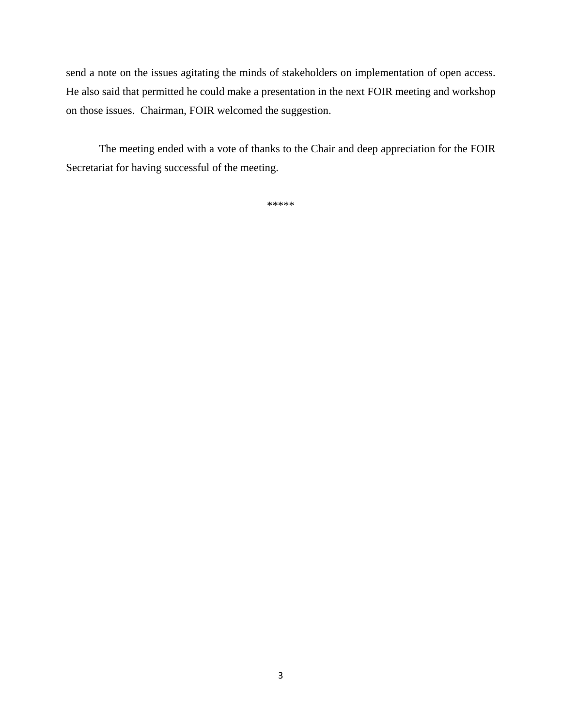send a note on the issues agitating the minds of stakeholders on implementation of open access. He also said that permitted he could make a presentation in the next FOIR meeting and workshop on those issues. Chairman, FOIR welcomed the suggestion.

The meeting ended with a vote of thanks to the Chair and deep appreciation for the FOIR Secretariat for having successful of the meeting.

*****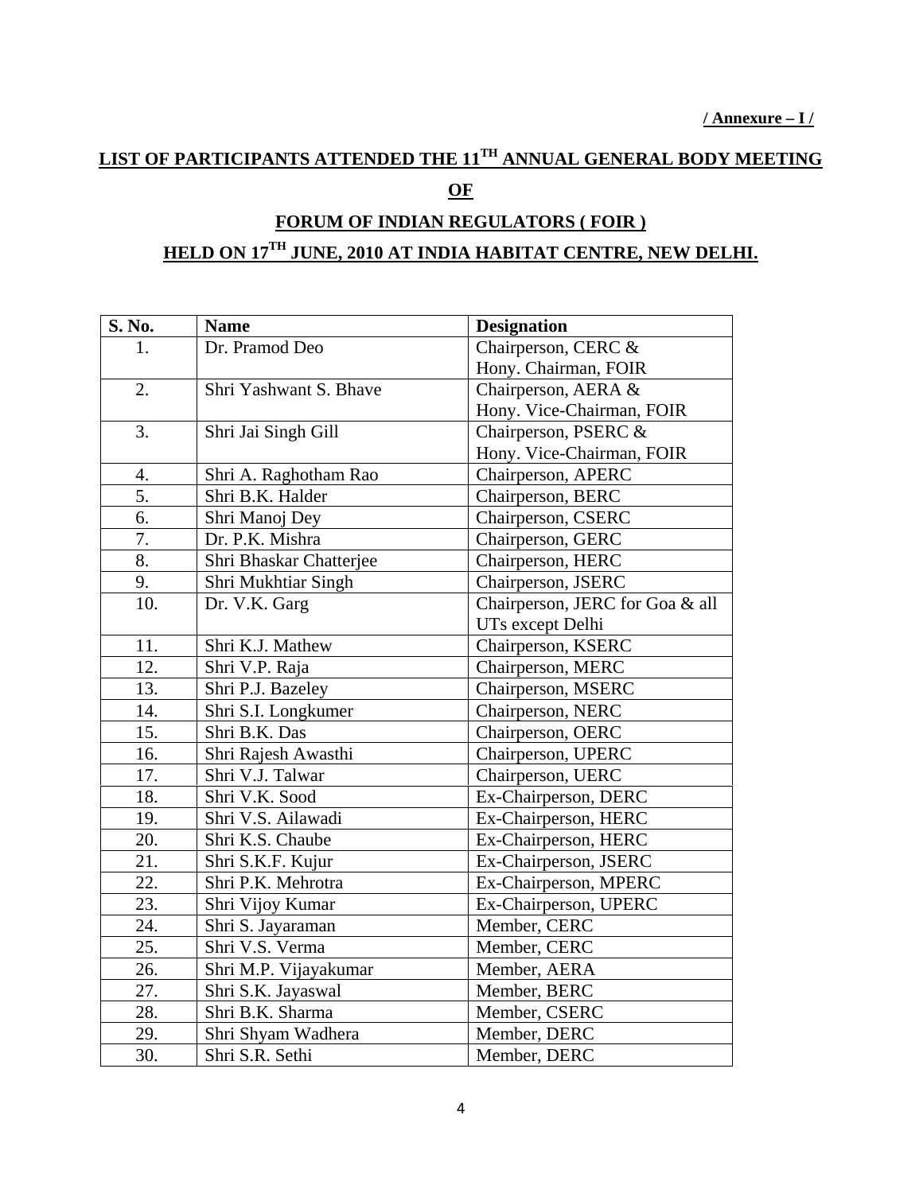**/ Annexure – I /**

## LIST OF PARTICIPANTS ATTENDED THE 11TH ANNUAL GENERAL BODY MEETING

## OF

## FORUM OF INDIAN REGULATORS ( FOIR )

## HELD ON 17TH JUNE, 2010 AT INDIA HABITAT CENTRE, NEW DELHI.

| S. No. | Name | Designation |
|---|---|---|
| 1. | Dr. Pramod Deo | Chairperson, CERC & Hony. Chairman, FOIR |
| 2. | Shri Yashwant S. Bhave | Chairperson, AERA & Hony. Vice-Chairman, FOIR |
| 3. | Shri Jai Singh Gill | Chairperson, PSERC & Hony. Vice-Chairman, FOIR |
| 4. | Shri A. Raghotham Rao | Chairperson, APERC |
| 5. | Shri B.K. Halder | Chairperson, BERC |
| 6. | Shri Manoj Dey | Chairperson, CSERC |
| 7. | Dr. P.K. Mishra | Chairperson, GERC |
| 8. | Shri Bhaskar Chatterjee | Chairperson, HERC |
| 9. | Shri Mukhtiar Singh | Chairperson, JSERC |
| 10. | Dr. V.K. Garg | Chairperson, JERC for Goa & all UTs except Delhi |
| 11. | Shri K.J. Mathew | Chairperson, KSERC |
| 12. | Shri V.P. Raja | Chairperson, MERC |
| 13. | Shri P.J. Bazeley | Chairperson, MSERC |
| 14. | Shri S.I. Longkumer | Chairperson, NERC |
| 15. | Shri B.K. Das | Chairperson, OERC |
| 16. | Shri Rajesh Awasthi | Chairperson, UPERC |
| 17. | Shri V.J. Talwar | Chairperson, UERC |
| 18. | Shri V.K. Sood | Ex-Chairperson, DERC |
| 19. | Shri V.S. Ailawadi | Ex-Chairperson, HERC |
| 20. | Shri K.S. Chaube | Ex-Chairperson, HERC |
| 21. | Shri S.K.F. Kujur | Ex-Chairperson, JSERC |
| 22. | Shri P.K. Mehrotra | Ex-Chairperson, MPERC |
| 23. | Shri Vijoy Kumar | Ex-Chairperson, UPERC |
| 24. | Shri S. Jayaraman | Member, CERC |
| 25. | Shri V.S. Verma | Member, CERC |
| 26. | Shri M.P. Vijayakumar | Member, AERA |
| 27. | Shri S.K. Jayaswal | Member, BERC |
| 28. | Shri B.K. Sharma | Member, CSERC |
| 29. | Shri Shyam Wadhera | Member, DERC |
| 30. | Shri S.R. Sethi | Member, DERC |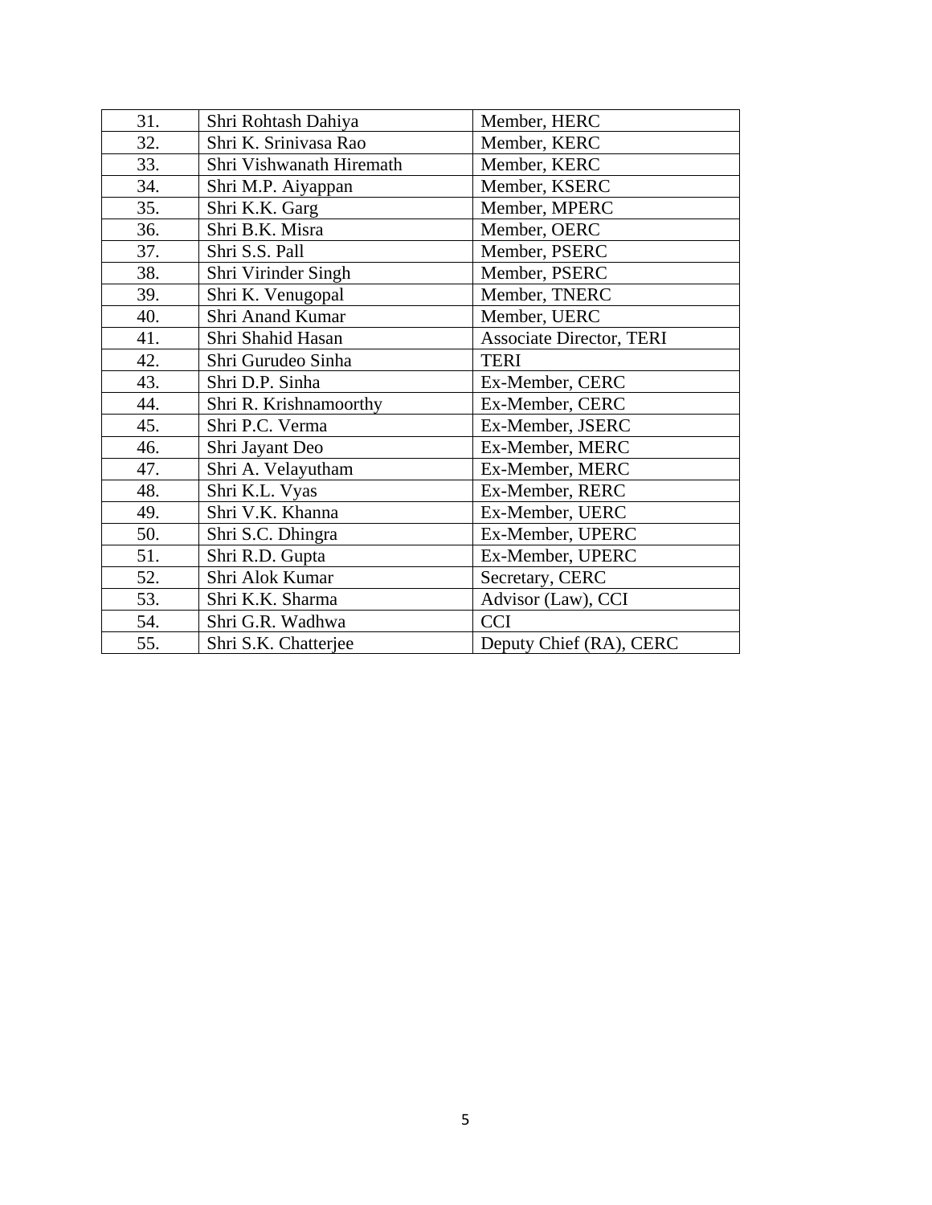| | | |
|---|---|---|
| 31. | Shri Rohtash Dahiya | Member, HERC |
| 32. | Shri K. Srinivasa Rao | Member, KERC |
| 33. | Shri Vishwanath Hiremath | Member, KERC |
| 34. | Shri M.P. Aiyappan | Member, KSERC |
| 35. | Shri K.K. Garg | Member, MPERC |
| 36. | Shri B.K. Misra | Member, OERC |
| 37. | Shri S.S. Pall | Member, PSERC |
| 38. | Shri Virinder Singh | Member, PSERC |
| 39. | Shri K. Venugopal | Member, TNERC |
| 40. | Shri Anand Kumar | Member, UERC |
| 41. | Shri Shahid Hasan | Associate Director, TERI |
| 42. | Shri Gurudeo Sinha | TERI |
| 43. | Shri D.P. Sinha | Ex-Member, CERC |
| 44. | Shri R. Krishnamoorthy | Ex-Member, CERC |
| 45. | Shri P.C. Verma | Ex-Member, JSERC |
| 46. | Shri Jayant Deo | Ex-Member, MERC |
| 47. | Shri A. Velayutham | Ex-Member, MERC |
| 48. | Shri K.L. Vyas | Ex-Member, RERC |
| 49. | Shri V.K. Khanna | Ex-Member, UERC |
| 50. | Shri S.C. Dhingra | Ex-Member, UPERC |
| 51. | Shri R.D. Gupta | Ex-Member, UPERC |
| 52. | Shri Alok Kumar | Secretary, CERC |
| 53. | Shri K.K. Sharma | Advisor (Law), CCI |
| 54. | Shri G.R. Wadhwa | CCI |
| 55. | Shri S.K. Chatterjee | Deputy Chief (RA), CERC |